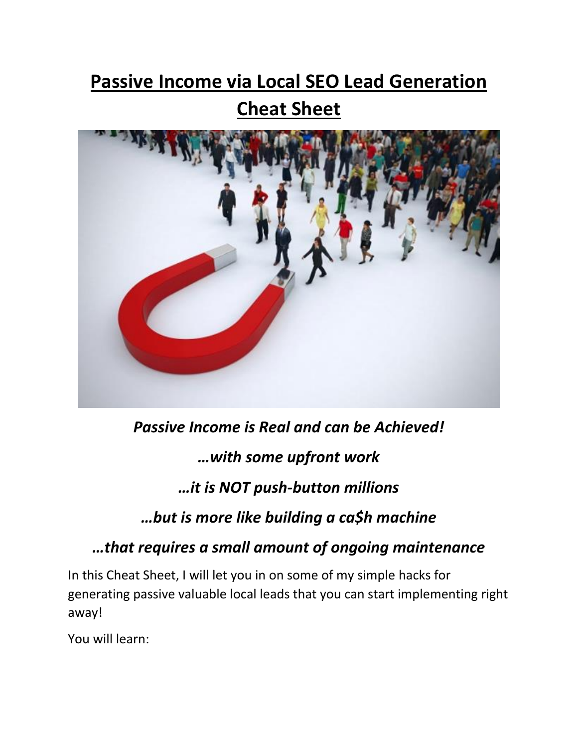# Passive Income via Local SEO Lead Generation Cheat Sheet

***Passive Income is Real and can be Achieved!***

***…with some upfront work***

***…it is NOT push-button millions***

***…but is more like building a ca$h machine***

***…that requires a small amount of ongoing maintenance***

In this Cheat Sheet, I will let you in on some of my simple hacks for generating passive valuable local leads that you can start implementing right away!

You will learn: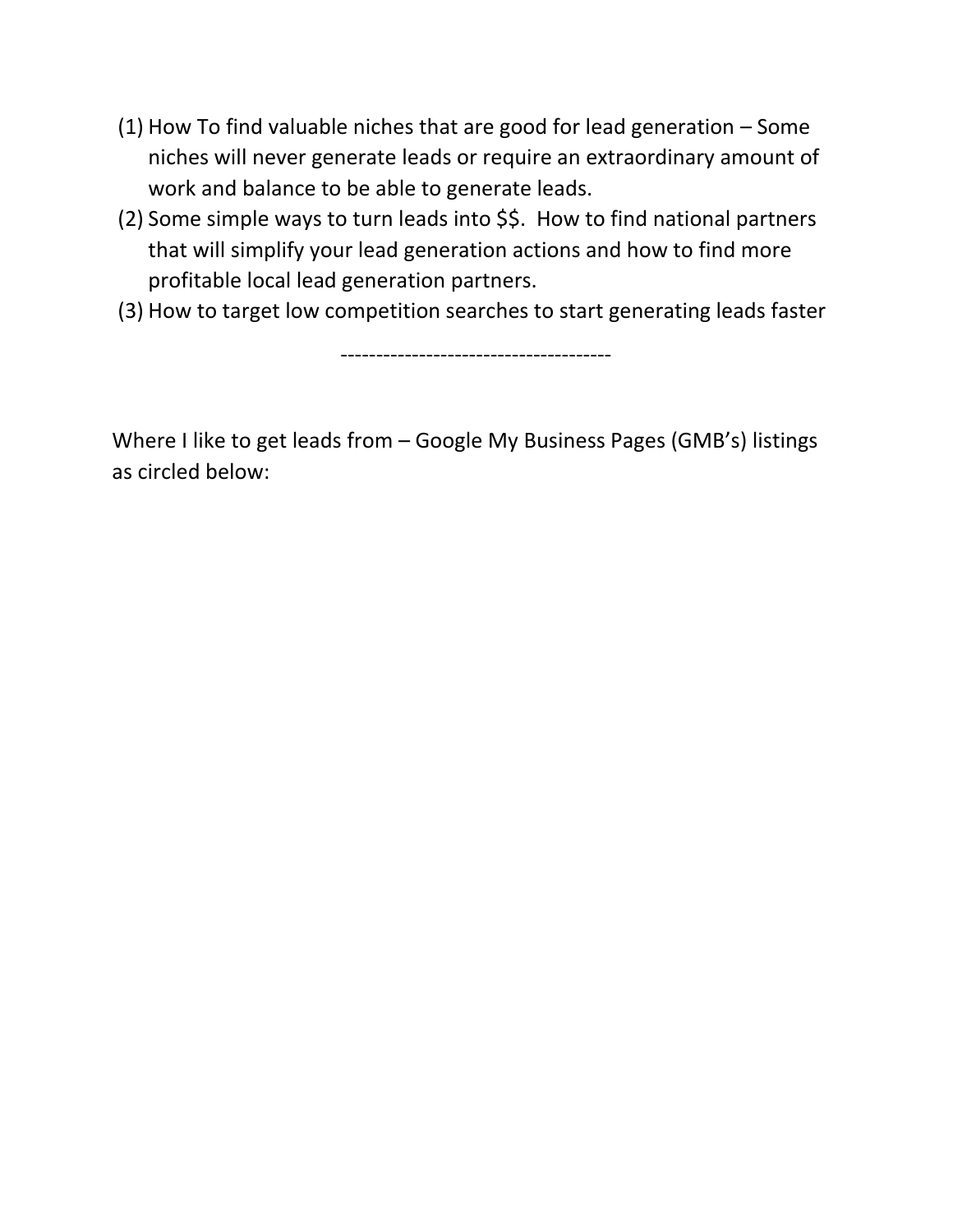(1) How To find valuable niches that are good for lead generation – Some niches will never generate leads or require an extraordinary amount of work and balance to be able to generate leads.
(2) Some simple ways to turn leads into $$. How to find national partners that will simplify your lead generation actions and how to find more profitable local lead generation partners.
(3) How to target low competition searches to start generating leads faster

--------------------------------------

Where I like to get leads from – Google My Business Pages (GMB's) listings as circled below: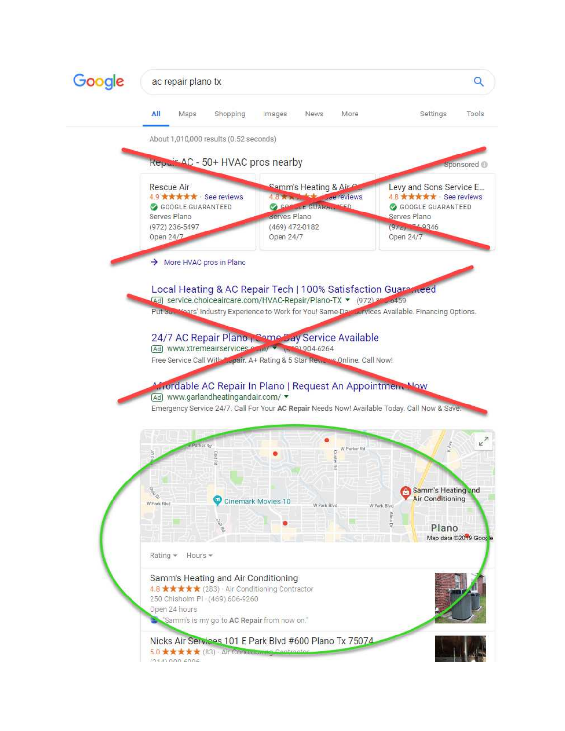Google

ac repair plano tx

All Maps Shopping Images News More Settings Tools

About 1,010,000 results (0.52 seconds)

Repair AC - 50+ HVAC pros nearby Sponsored

Rescue Air
4.9 ★★★★★ · See reviews
GOOGLE GUARANTEED
Serves Plano
(972) 236-5497
Open 24/7

Samm's Heating & Air C...
4.8 ★★★★★ · See reviews
GOOGLE GUARANTEED
Serves Plano
(469) 472-0182
Open 24/7

Levy and Sons Service E...
4.8 ★★★★★ · See reviews
GOOGLE GUARANTEED
Serves Plano
(972) 774-9346
Open 24/7

→ More HVAC pros in Plano

Local Heating & AC Repair Tech | 100% Satisfaction Guaranteed
Ad service.choiceaircare.com/HVAC-Repair/Plano-TX (972) 999-6459
Put 30+ Years' Industry Experience to Work for You! Same-Day Services Available. Financing Options.

24/7 AC Repair Plano | Same Day Service Available
Ad www.xtremeairservices.com/ (469) 904-6264
Free Service Call With Repair. A+ Rating & 5 Star Reviews Online. Call Now!

Affordable AC Repair In Plano | Request An Appointment Now
Ad www.garlandheatingandair.com/
Emergency Service 24/7. Call For Your **AC Repair** Needs Now! Available Today. Call Now & Save.

Samm's Heating and Air Conditioning
Plano
Map data ©2019 Google

Rating Hours

Samm's Heating and Air Conditioning
4.8 ★★★★★ (283) · Air Conditioning Contractor
250 Chisholm Pl · (469) 606-9260
Open 24 hours
"Samm's is my go to **AC Repair** from now on."

Nicks Air Services 101 E Park Blvd #600 Plano Tx 75074
5.0 ★★★★★ (83) · Air Conditioning Contractor
(214) 909-6096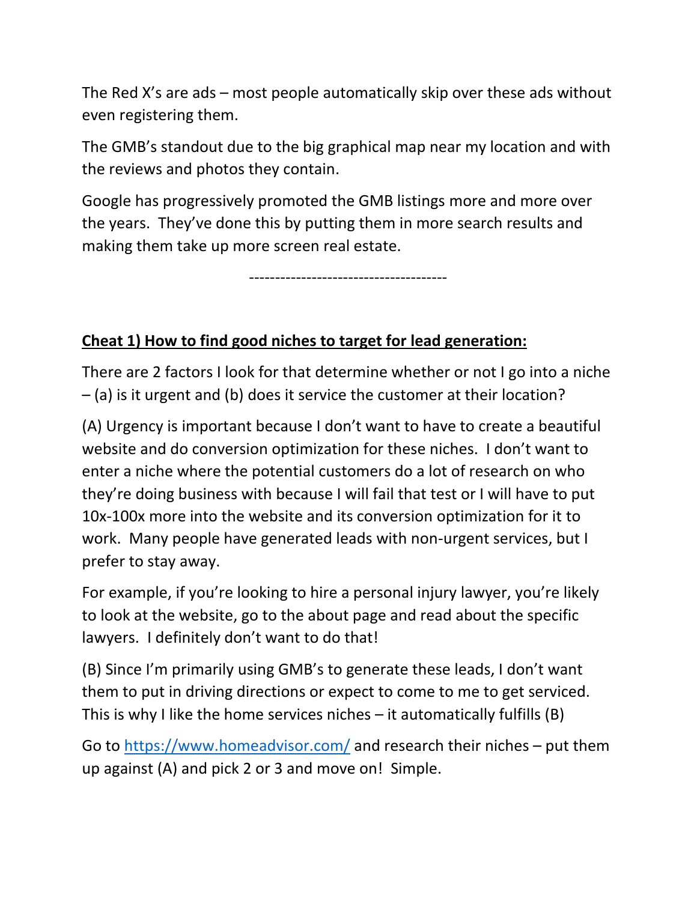The Red X's are ads – most people automatically skip over these ads without even registering them.

The GMB's standout due to the big graphical map near my location and with the reviews and photos they contain.

Google has progressively promoted the GMB listings more and more over the years. They've done this by putting them in more search results and making them take up more screen real estate.

-------------------------------------

**Cheat 1) How to find good niches to target for lead generation:**

There are 2 factors I look for that determine whether or not I go into a niche – (a) is it urgent and (b) does it service the customer at their location?

(A) Urgency is important because I don't want to have to create a beautiful website and do conversion optimization for these niches. I don't want to enter a niche where the potential customers do a lot of research on who they're doing business with because I will fail that test or I will have to put 10x-100x more into the website and its conversion optimization for it to work. Many people have generated leads with non-urgent services, but I prefer to stay away.

For example, if you're looking to hire a personal injury lawyer, you're likely to look at the website, go to the about page and read about the specific lawyers. I definitely don't want to do that!

(B) Since I'm primarily using GMB's to generate these leads, I don't want them to put in driving directions or expect to come to me to get serviced. This is why I like the home services niches – it automatically fulfills (B)

Go to https://www.homeadvisor.com/ and research their niches – put them up against (A) and pick 2 or 3 and move on! Simple.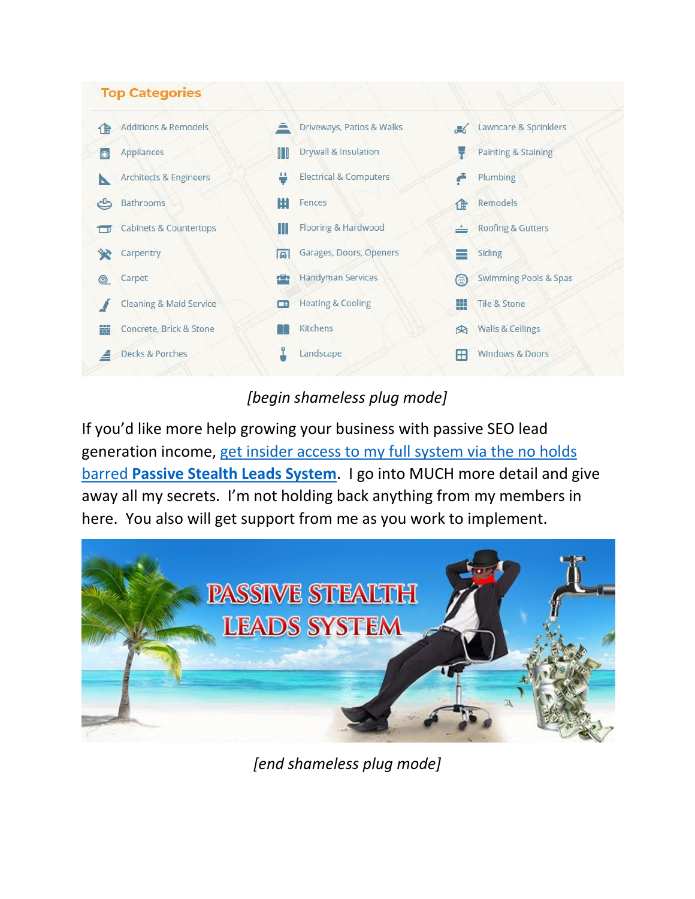**Top Categories**

| | | |
|---|---|---|
| Additions & Remodels | Driveways, Patios & Walks | Lawncare & Sprinklers |
| Appliances | Drywall & Insulation | Painting & Staining |
| Architects & Engineers | Electrical & Computers | Plumbing |
| Bathrooms | Fences | Remodels |
| Cabinets & Countertops | Flooring & Hardwood | Roofing & Gutters |
| Carpentry | Garages, Doors, Openers | Siding |
| Carpet | Handyman Services | Swimming Pools & Spas |
| Cleaning & Maid Service | Heating & Cooling | Tile & Stone |
| Concrete, Brick & Stone | Kitchens | Walls & Ceilings |
| Decks & Porches | Landscape | Windows & Doors |

*[begin shameless plug mode]*

If you'd like more help growing your business with passive SEO lead generation income, get insider access to my full system via the no holds barred **Passive Stealth Leads System**. I go into MUCH more detail and give away all my secrets. I'm not holding back anything from my members in here. You also will get support from me as you work to implement.

PASSIVE STEALTH LEADS SYSTEM

*[end shameless plug mode]*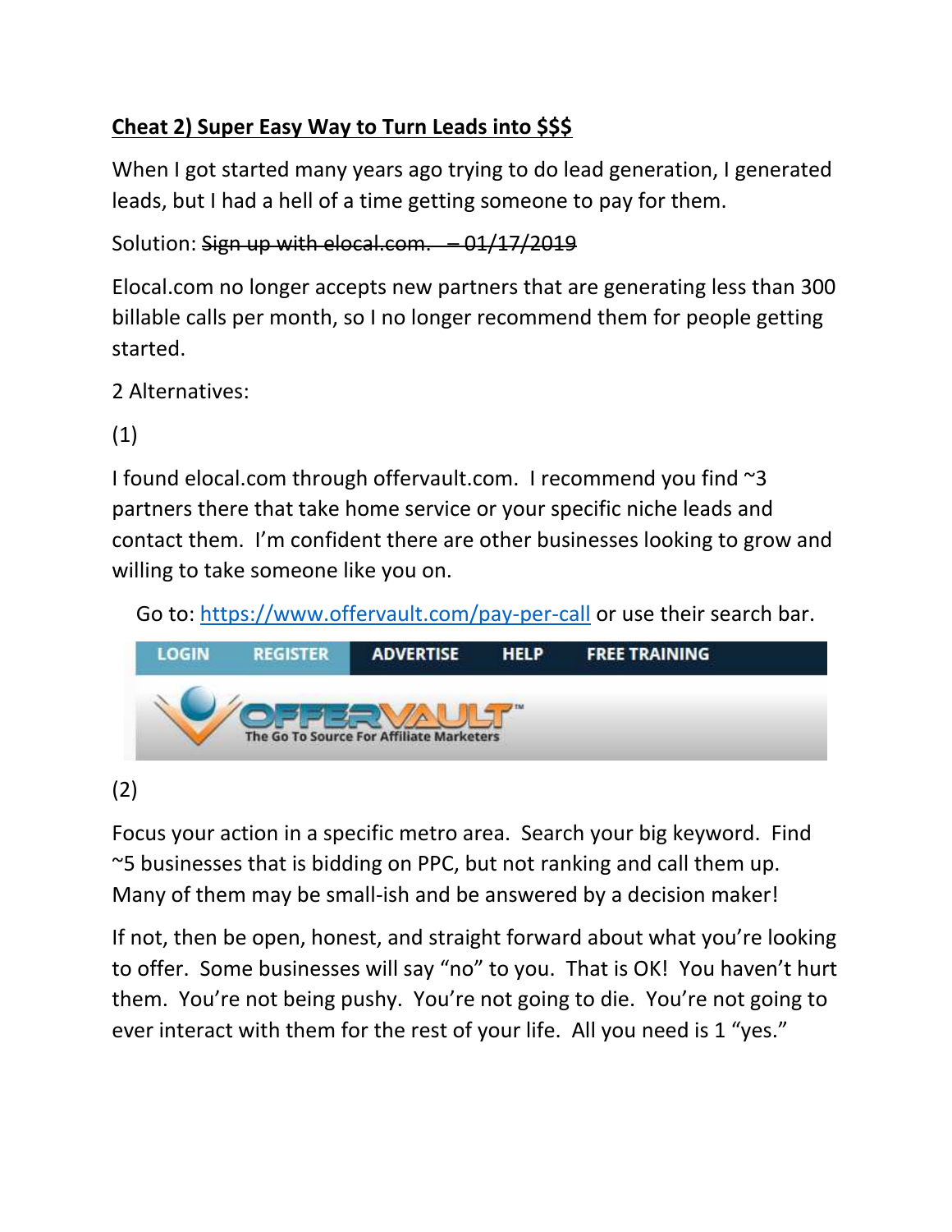## Cheat 2) Super Easy Way to Turn Leads into $$$

When I got started many years ago trying to do lead generation, I generated leads, but I had a hell of a time getting someone to pay for them.

Solution: ~~Sign up with elocal.com. – 01/17/2019~~

Elocal.com no longer accepts new partners that are generating less than 300 billable calls per month, so I no longer recommend them for people getting started.

2 Alternatives:

(1)

I found elocal.com through offervault.com. I recommend you find ~3 partners there that take home service or your specific niche leads and contact them. I'm confident there are other businesses looking to grow and willing to take someone like you on.

Go to: [https://www.offervault.com/pay-per-call](https://www.offervault.com/pay-per-call) or use their search bar.

LOGIN REGISTER ADVERTISE HELP FREE TRAINING

OFFERVAULT™ The Go To Source For Affiliate Marketers

(2)

Focus your action in a specific metro area. Search your big keyword. Find ~5 businesses that is bidding on PPC, but not ranking and call them up. Many of them may be small-ish and be answered by a decision maker!

If not, then be open, honest, and straight forward about what you're looking to offer. Some businesses will say "no" to you. That is OK! You haven't hurt them. You're not being pushy. You're not going to die. You're not going to ever interact with them for the rest of your life. All you need is 1 "yes."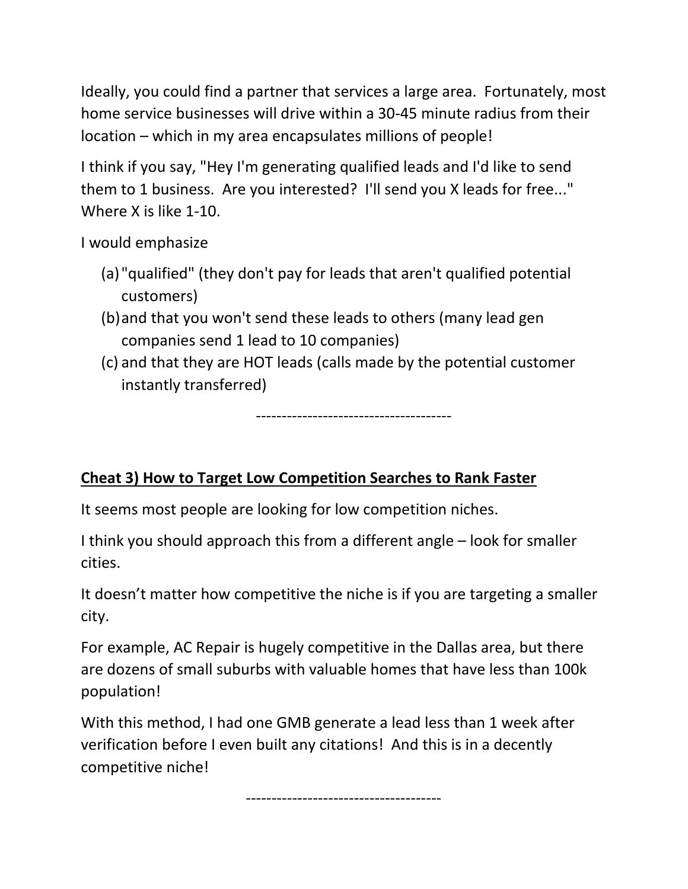Ideally, you could find a partner that services a large area. Fortunately, most home service businesses will drive within a 30-45 minute radius from their location – which in my area encapsulates millions of people!

I think if you say, "Hey I'm generating qualified leads and I'd like to send them to 1 business. Are you interested? I'll send you X leads for free..." Where X is like 1-10.

I would emphasize

(a) "qualified" (they don't pay for leads that aren't qualified potential customers)
(b) and that you won't send these leads to others (many lead gen companies send 1 lead to 10 companies)
(c) and that they are HOT leads (calls made by the potential customer instantly transferred)

--------------------------------------

**Cheat 3) How to Target Low Competition Searches to Rank Faster**

It seems most people are looking for low competition niches.

I think you should approach this from a different angle – look for smaller cities.

It doesn't matter how competitive the niche is if you are targeting a smaller city.

For example, AC Repair is hugely competitive in the Dallas area, but there are dozens of small suburbs with valuable homes that have less than 100k population!

With this method, I had one GMB generate a lead less than 1 week after verification before I even built any citations! And this is in a decently competitive niche!

--------------------------------------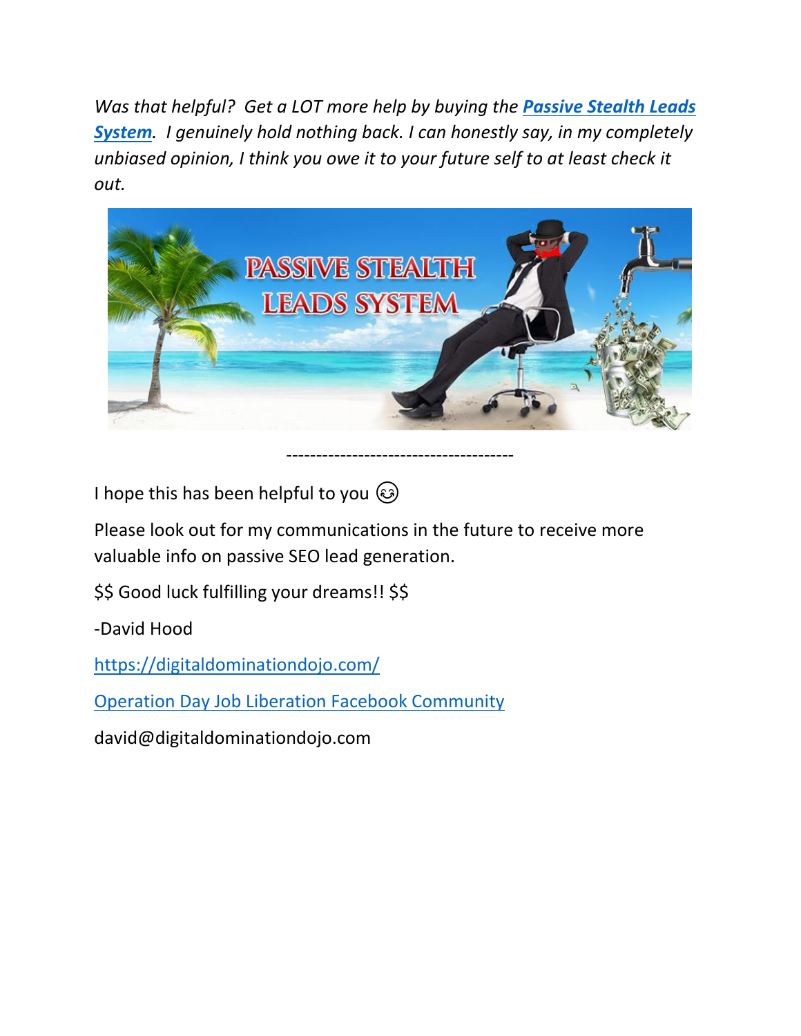*Was that helpful? Get a LOT more help by buying the **Passive Stealth Leads System**. I genuinely hold nothing back. I can honestly say, in my completely unbiased opinion, I think you owe it to your future self to at least check it out.*

-------------------------------------

I hope this has been helpful to you 😉

Please look out for my communications in the future to receive more valuable info on passive SEO lead generation.

$$ Good luck fulfilling your dreams!! $$

-David Hood

https://digitaldominationdojo.com/

Operation Day Job Liberation Facebook Community

david@digitaldominationdojo.com